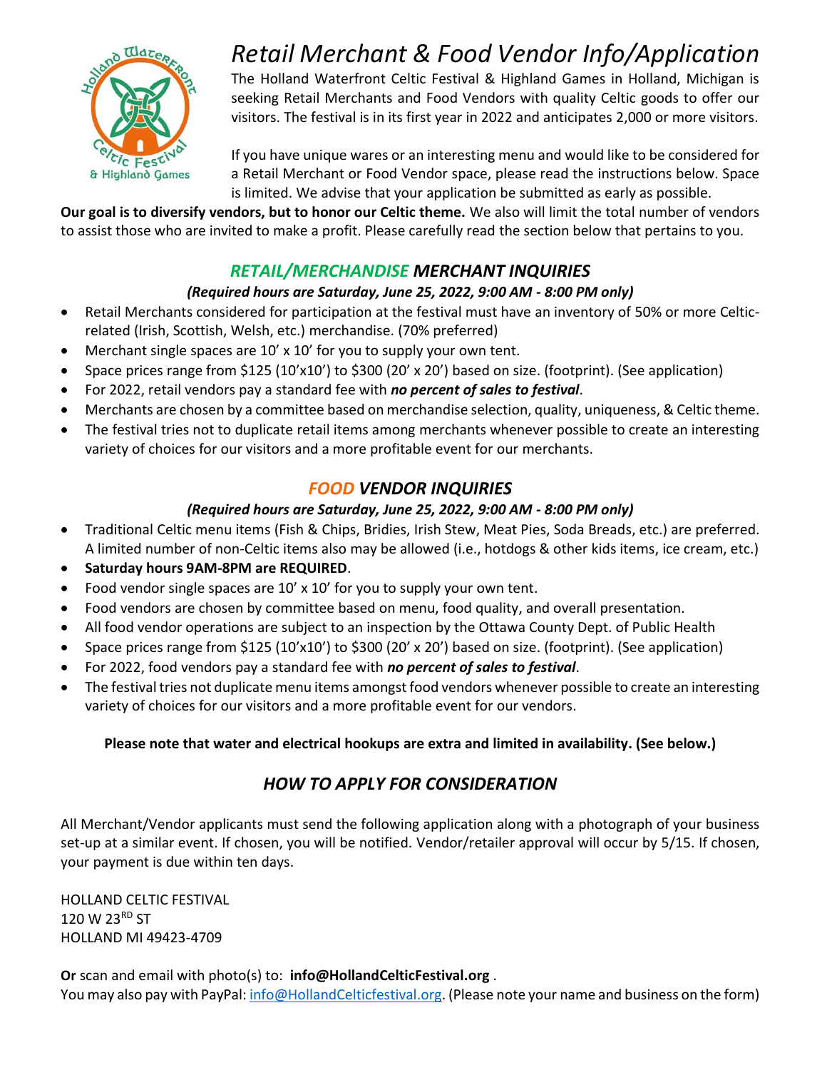# *Retail Merchant & Food Vendor Info/Application*

The Holland Waterfront Celtic Festival & Highland Games in Holland, Michigan is seeking Retail Merchants and Food Vendors with quality Celtic goods to offer our visitors. The festival is in its first year in 2022 and anticipates 2,000 or more visitors.

If you have unique wares or an interesting menu and would like to be considered for a Retail Merchant or Food Vendor space, please read the instructions below. Space is limited. We advise that your application be submitted as early as possible.

**Our goal is to diversify vendors, but to honor our Celtic theme.** We also will limit the total number of vendors to assist those who are invited to make a profit. Please carefully read the section below that pertains to you.

## *RETAIL/MERCHANDISE MERCHANT INQUIRIES*

***(Required hours are Saturday, June 25, 2022, 9:00 AM - 8:00 PM only)***

- Retail Merchants considered for participation at the festival must have an inventory of 50% or more Celtic-related (Irish, Scottish, Welsh, etc.) merchandise. (70% preferred)
- Merchant single spaces are 10' x 10' for you to supply your own tent.
- Space prices range from $125 (10'x10') to $300 (20' x 20') based on size. (footprint). (See application)
- For 2022, retail vendors pay a standard fee with ***no percent of sales to festival***.
- Merchants are chosen by a committee based on merchandise selection, quality, uniqueness, & Celtic theme.
- The festival tries not to duplicate retail items among merchants whenever possible to create an interesting variety of choices for our visitors and a more profitable event for our merchants.

## *FOOD VENDOR INQUIRIES*

***(Required hours are Saturday, June 25, 2022, 9:00 AM - 8:00 PM only)***

- Traditional Celtic menu items (Fish & Chips, Bridies, Irish Stew, Meat Pies, Soda Breads, etc.) are preferred. A limited number of non-Celtic items also may be allowed (i.e., hotdogs & other kids items, ice cream, etc.)
- **Saturday hours 9AM-8PM are REQUIRED**.
- Food vendor single spaces are 10' x 10' for you to supply your own tent.
- Food vendors are chosen by committee based on menu, food quality, and overall presentation.
- All food vendor operations are subject to an inspection by the Ottawa County Dept. of Public Health
- Space prices range from $125 (10'x10') to $300 (20' x 20') based on size. (footprint). (See application)
- For 2022, food vendors pay a standard fee with ***no percent of sales to festival***.
- The festival tries not duplicate menu items amongst food vendors whenever possible to create an interesting variety of choices for our visitors and a more profitable event for our vendors.

**Please note that water and electrical hookups are extra and limited in availability. (See below.)**

## *HOW TO APPLY FOR CONSIDERATION*

All Merchant/Vendor applicants must send the following application along with a photograph of your business set-up at a similar event. If chosen, you will be notified. Vendor/retailer approval will occur by 5/15. If chosen, your payment is due within ten days.

HOLLAND CELTIC FESTIVAL
120 W 23RD ST
HOLLAND MI 49423-4709

**Or** scan and email with photo(s) to: **info@HollandCelticFestival.org** .
You may also pay with PayPal: info@HollandCelticfestival.org. (Please note your name and business on the form)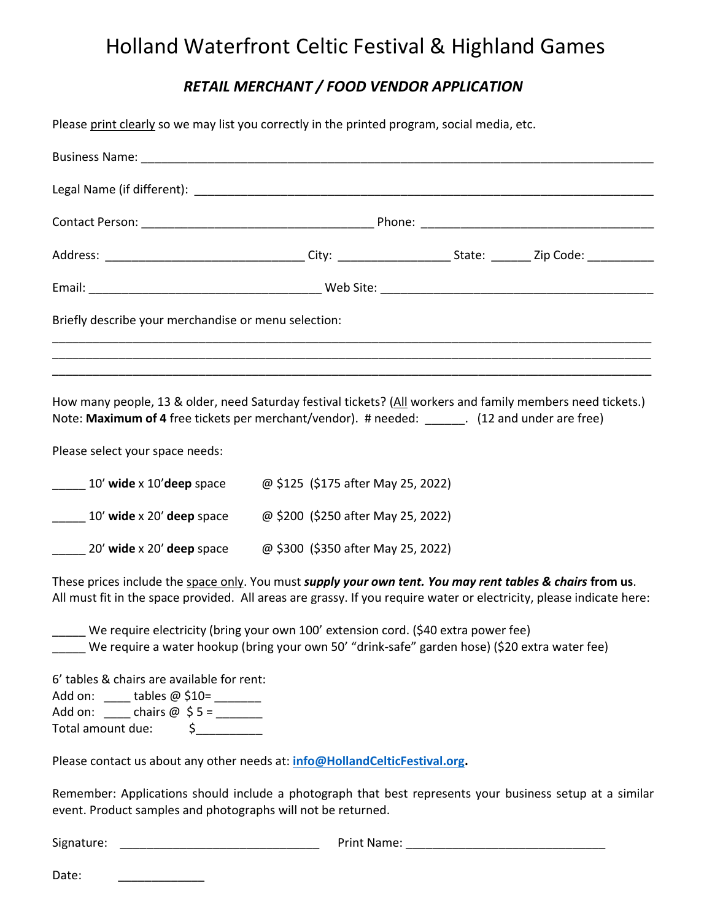# Holland Waterfront Celtic Festival & Highland Games

## *RETAIL MERCHANT / FOOD VENDOR APPLICATION*

Please print clearly so we may list you correctly in the printed program, social media, etc.

Business Name: ___________________________________________________________________________

Legal Name (if different): _____________________________________________________________________

Contact Person: ___________________________________ Phone: ___________________________________

Address: ______________________________ City: _________________ State: ______ Zip Code: __________

Email: ___________________________________ Web Site: _________________________________________

Briefly describe your merchandise or menu selection:

_____________________________________________________________________________________________

_____________________________________________________________________________________________

_____________________________________________________________________________________________

How many people, 13 & older, need Saturday festival tickets? (All workers and family members need tickets.) Note: **Maximum of 4** free tickets per merchant/vendor). # needed: ______. (12 and under are free)

Please select your space needs:

_____ 10' **wide** x 10' **deep** space @ $125 ($175 after May 25, 2022)

_____ 10' **wide** x 20' **deep** space @ $200 ($250 after May 25, 2022)

_____ 20' **wide** x 20' **deep** space @ $300 ($350 after May 25, 2022)

These prices include the space only. You must ***supply your own tent. You may rent tables & chairs* from us**. All must fit in the space provided. All areas are grassy. If you require water or electricity, please indicate here:

_____ We require electricity (bring your own 100' extension cord. ($40 extra power fee)
_____ We require a water hookup (bring your own 50' "drink-safe" garden hose) ($20 extra water fee)

6' tables & chairs are available for rent:
Add on: ____ tables @ $10= _______
Add on: ____ chairs @ $ 5 = _______
Total amount due: $__________

Please contact us about any other needs at: **info@HollandCelticFestival.org.**

Remember: Applications should include a photograph that best represents your business setup at a similar event. Product samples and photographs will not be returned.

Signature: ______________________________ Print Name: ______________________________

Date: _____________